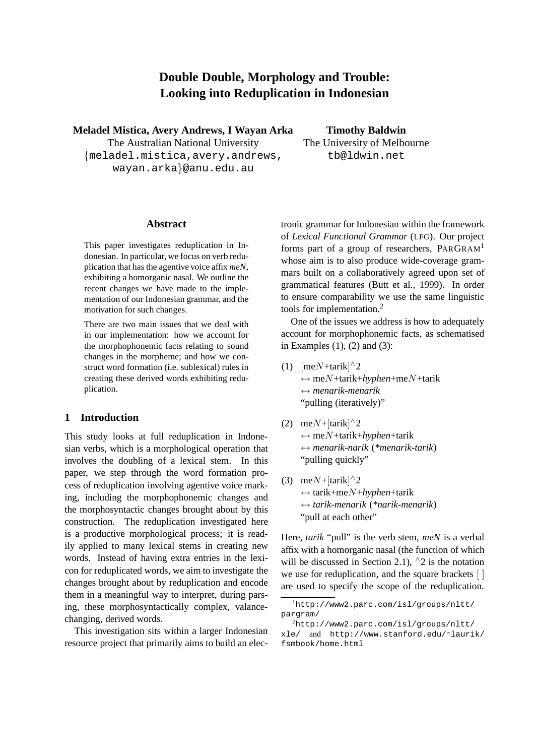# Double Double, Morphology and Trouble: Looking into Reduplication in Indonesian

**Meladel Mistica, Avery Andrews, I Wayan Arka**
The Australian National University
{meladel.mistica,avery.andrews, wayan.arka}@anu.edu.au

**Timothy Baldwin**
The University of Melbourne
tb@ldwin.net

## Abstract

This paper investigates reduplication in Indonesian. In particular, we focus on verb reduplication that has the agentive voice affix *meN*, exhibiting a homorganic nasal. We outline the recent changes we have made to the implementation of our Indonesian grammar, and the motivation for such changes.

There are two main issues that we deal with in our implementation: how we account for the morphophonemic facts relating to sound changes in the morpheme; and how we construct word formation (i.e. sublexical) rules in creating these derived words exhibiting reduplication.

## 1 Introduction

This study looks at full reduplication in Indonesian verbs, which is a morphological operation that involves the doubling of a lexical stem. In this paper, we step through the word formation process of reduplication involving agentive voice marking, including the morphophonemic changes and the morphosyntactic changes brought about by this construction. The reduplication investigated here is a productive morphological process; it is readily applied to many lexical stems in creating new words. Instead of having extra entries in the lexicon for reduplicated words, we aim to investigate the changes brought about by reduplication and encode them in a meaningful way to interpret, during parsing, these morphosyntactically complex, valance-changing, derived words.

This investigation sits within a larger Indonesian resource project that primarily aims to build an electronic grammar for Indonesian within the framework of *Lexical Functional Grammar* (LFG). Our project forms part of a group of researchers, PARGRAM[1] whose aim is to also produce wide-coverage grammars built on a collaboratively agreed upon set of grammatical features (Butt et al., 1999). In order to ensure comparability we use the same linguistic tools for implementation.[2]

One of the issues we address is how to adequately account for morphophonemic facts, as schematised in Examples (1), (2) and (3):

(1) [me$N$+tarik]^2
$\leftrightarrow$ me$N$+tarik+*hyphen*+me$N$+tarik
$\leftrightarrow$ *menarik-menarik*
"pulling (iteratively)"

(2) me$N$+[tarik]^2
$\leftrightarrow$ me$N$+tarik+*hyphen*+tarik
$\leftrightarrow$ *menarik-narik* (*\*menarik-tarik*)
"pulling quickly"

(3) me$N$+[tarik]^2
$\leftrightarrow$ tarik+me$N$+*hyphen*+tarik
$\leftrightarrow$ *tarik-menarik* (*\*narik-menarik*)
"pull at each other"

Here, *tarik* "pull" is the verb stem, *meN* is a verbal affix with a homorganic nasal (the function of which will be discussed in Section 2.1), ^2 is the notation we use for reduplication, and the square brackets [ ] are used to specify the scope of the reduplication.

[1] http://www2.parc.com/isl/groups/nltt/pargram/

[2] http://www2.parc.com/isl/groups/nltt/xle/ and http://www.stanford.edu/~laurik/fsmbook/home.html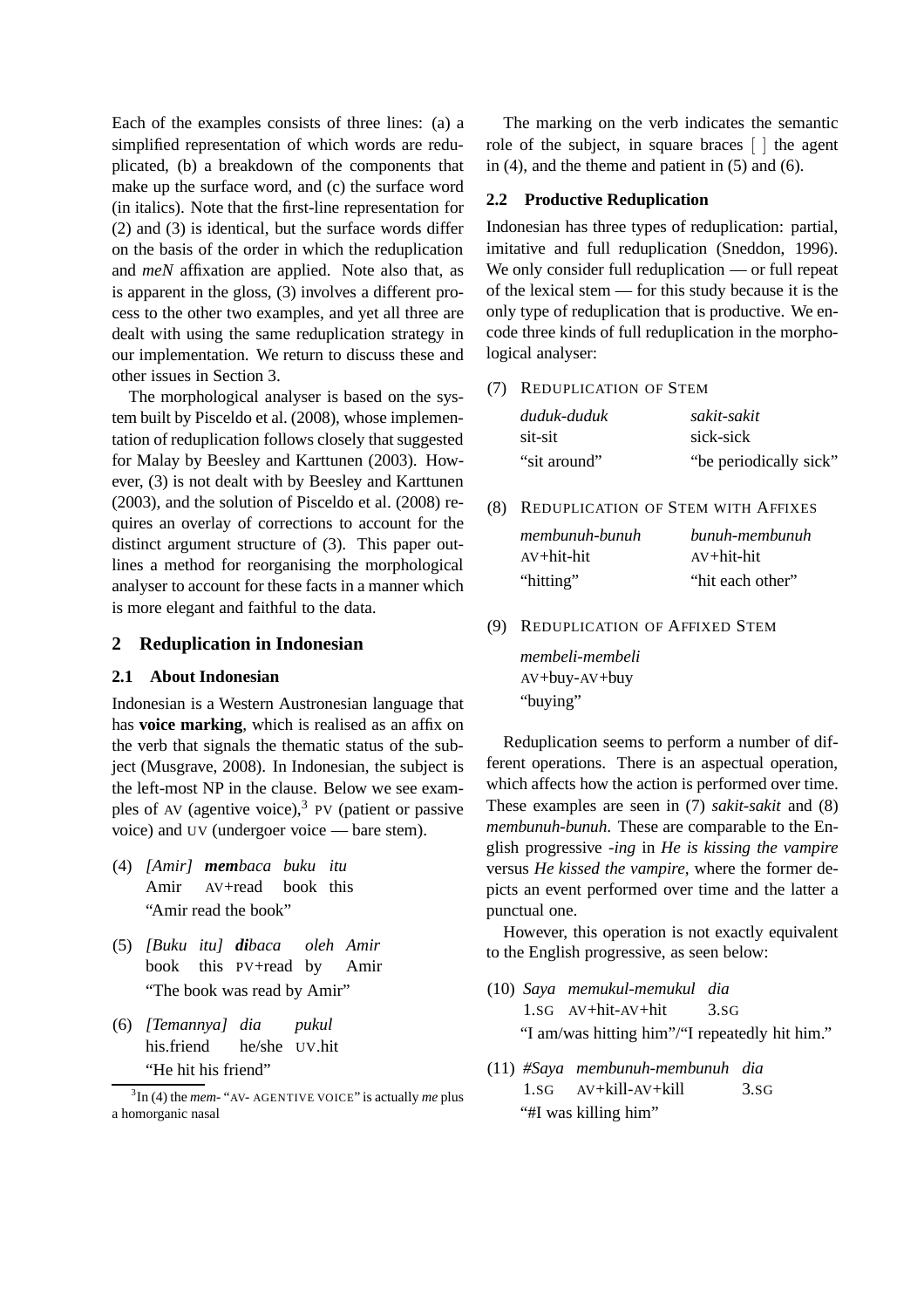Each of the examples consists of three lines: (a) a simplified representation of which words are reduplicated, (b) a breakdown of the components that make up the surface word, and (c) the surface word (in italics). Note that the first-line representation for (2) and (3) is identical, but the surface words differ on the basis of the order in which the reduplication and *meN* affixation are applied. Note also that, as is apparent in the gloss, (3) involves a different process to the other two examples, and yet all three are dealt with using the same reduplication strategy in our implementation. We return to discuss these and other issues in Section 3.

The morphological analyser is based on the system built by Pisceldo et al. (2008), whose implementation of reduplication follows closely that suggested for Malay by Beesley and Karttunen (2003). However, (3) is not dealt with by Beesley and Karttunen (2003), and the solution of Pisceldo et al. (2008) requires an overlay of corrections to account for the distinct argument structure of (3). This paper outlines a method for reorganising the morphological analyser to account for these facts in a manner which is more elegant and faithful to the data.

## 2 Reduplication in Indonesian

### 2.1 About Indonesian

Indonesian is a Western Austronesian language that has **voice marking**, which is realised as an affix on the verb that signals the thematic status of the subject (Musgrave, 2008). In Indonesian, the subject is the left-most NP in the clause. Below we see examples of AV (agentive voice),[3] PV (patient or passive voice) and UV (undergoer voice — bare stem).

(4) *[Amir]* ***mem****baca* *buku* *itu*
Amir AV+read book this
"Amir read the book"

(5) *[Buku itu]* ***di****baca* *oleh* *Amir*
book this PV+read by Amir
"The book was read by Amir"

(6) *[Temannya]* *dia* *pukul*
his.friend he/she UV.hit
"He hit his friend"

[3] In (4) the *mem-* "AV- AGENTIVE VOICE" is actually *me* plus a homorganic nasal

The marking on the verb indicates the semantic role of the subject, in square braces [ ] the agent in (4), and the theme and patient in (5) and (6).

### 2.2 Productive Reduplication

Indonesian has three types of reduplication: partial, imitative and full reduplication (Sneddon, 1996). We only consider full reduplication — or full repeat of the lexical stem — for this study because it is the only type of reduplication that is productive. We encode three kinds of full reduplication in the morphological analyser:

(7) REDUPLICATION OF STEM

| | |
|---|---|
| *duduk-duduk* | *sakit-sakit* |
| sit-sit | sick-sick |
| "sit around" | "be periodically sick" |

(8) REDUPLICATION OF STEM WITH AFFIXES

| | |
|---|---|
| *membunuh-bunuh* | *bunuh-membunuh* |
| AV+hit-hit | AV+hit-hit |
| "hitting" | "hit each other" |

(9) REDUPLICATION OF AFFIXED STEM

*membeli-membeli*
AV+buy-AV+buy
"buying"

Reduplication seems to perform a number of different operations. There is an aspectual operation, which affects how the action is performed over time. These examples are seen in (7) *sakit-sakit* and (8) *membunuh-bunuh*. These are comparable to the English progressive *-ing* in *He is kissing the vampire* versus *He kissed the vampire*, where the former depicts an event performed over time and the latter a punctual one.

However, this operation is not exactly equivalent to the English progressive, as seen below:

(10) *Saya* *memukul-memukul* *dia*
1.SG AV+hit-AV+hit 3.SG
"I am/was hitting him"/"I repeatedly hit him."

(11) *#Saya* *membunuh-membunuh* *dia*
1.SG AV+kill-AV+kill 3.SG
"#I was killing him"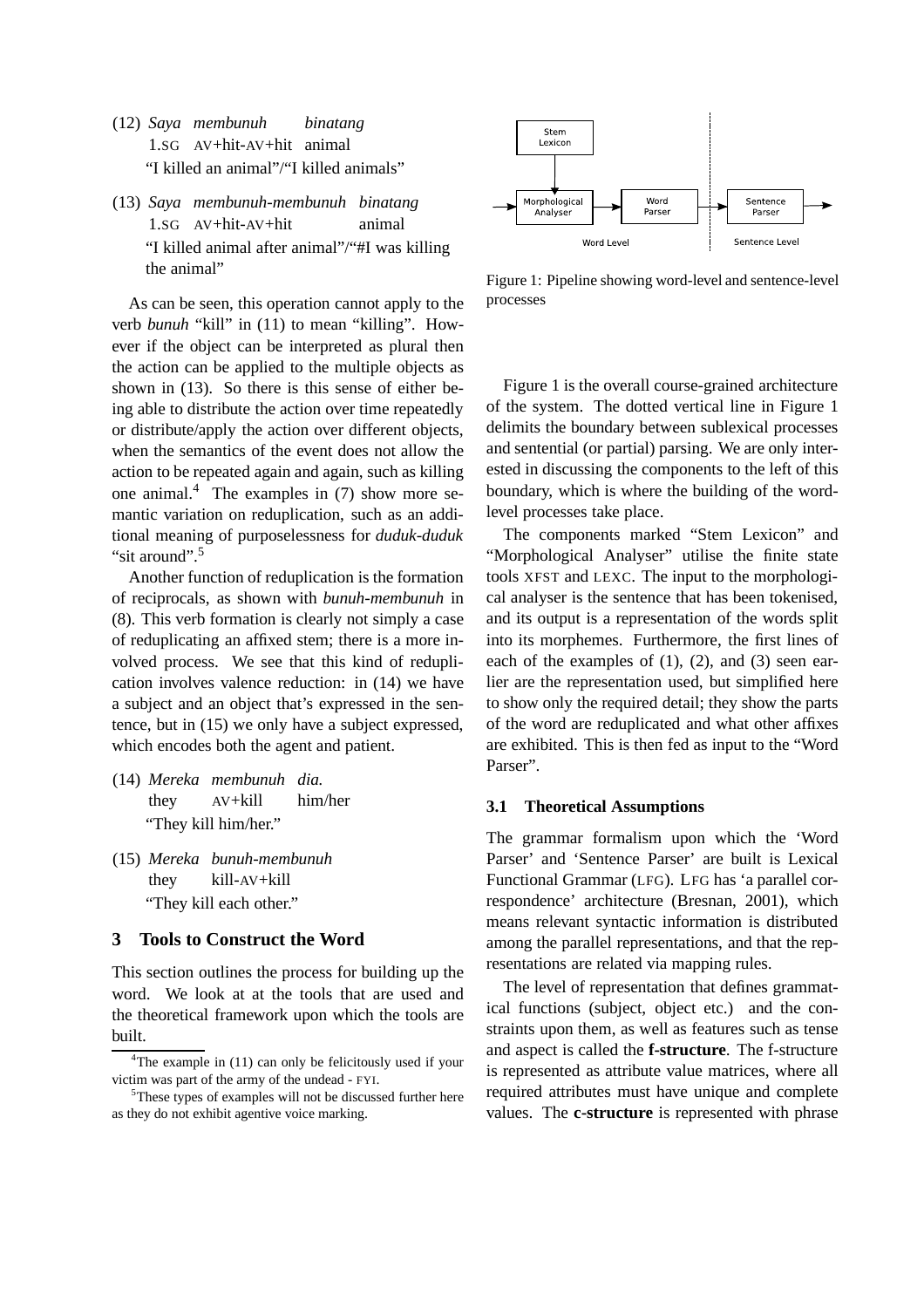(12) *Saya* *membunuh* *binatang*
1.SG AV+hit-AV+hit animal
"I killed an animal"/"I killed animals"

(13) *Saya* *membunuh-membunuh* *binatang*
1.SG AV+hit-AV+hit animal
"I killed animal after animal"/"#I was killing the animal"

As can be seen, this operation cannot apply to the verb *bunuh* "kill" in (11) to mean "killing". However if the object can be interpreted as plural then the action can be applied to the multiple objects as shown in (13). So there is this sense of either being able to distribute the action over time repeatedly or distribute/apply the action over different objects, when the semantics of the event does not allow the action to be repeated again and again, such as killing one animal.[4] The examples in (7) show more semantic variation on reduplication, such as an additional meaning of purposelessness for *duduk-duduk* "sit around".[5]

Another function of reduplication is the formation of reciprocals, as shown with *bunuh-membunuh* in (8). This verb formation is clearly not simply a case of reduplicating an affixed stem; there is a more involved process. We see that this kind of reduplication involves valence reduction: in (14) we have a subject and an object that's expressed in the sentence, but in (15) we only have a subject expressed, which encodes both the agent and patient.

(14) *Mereka* *membunuh* *dia.*
they AV+kill him/her
"They kill him/her."

(15) *Mereka* *bunuh-membunuh*
they kill-AV+kill
"They kill each other."

## 3 Tools to Construct the Word

This section outlines the process for building up the word. We look at at the tools that are used and the theoretical framework upon which the tools are built.

[4]The example in (11) can only be felicitously used if your victim was part of the army of the undead - FYI.

[5]These types of examples will not be discussed further here as they do not exhibit agentive voice marking.

Stem Lexicon
Morphological Analyser
Word Parser
Sentence Parser
Word Level
Sentence Level

Figure 1: Pipeline showing word-level and sentence-level processes

Figure 1 is the overall course-grained architecture of the system. The dotted vertical line in Figure 1 delimits the boundary between sublexical processes and sentential (or partial) parsing. We are only interested in discussing the components to the left of this boundary, which is where the building of the word-level processes take place.

The components marked "Stem Lexicon" and "Morphological Analyser" utilise the finite state tools XFST and LEXC. The input to the morphological analyser is the sentence that has been tokenised, and its output is a representation of the words split into its morphemes. Furthermore, the first lines of each of the examples of (1), (2), and (3) seen earlier are the representation used, but simplified here to show only the required detail; they show the parts of the word are reduplicated and what other affixes are exhibited. This is then fed as input to the "Word Parser".

### 3.1 Theoretical Assumptions

The grammar formalism upon which the 'Word Parser' and 'Sentence Parser' are built is Lexical Functional Grammar (LFG). LFG has 'a parallel correspondence' architecture (Bresnan, 2001), which means relevant syntactic information is distributed among the parallel representations, and that the representations are related via mapping rules.

The level of representation that defines grammatical functions (subject, object etc.) and the constraints upon them, as well as features such as tense and aspect is called the **f-structure**. The f-structure is represented as attribute value matrices, where all required attributes must have unique and complete values. The **c-structure** is represented with phrase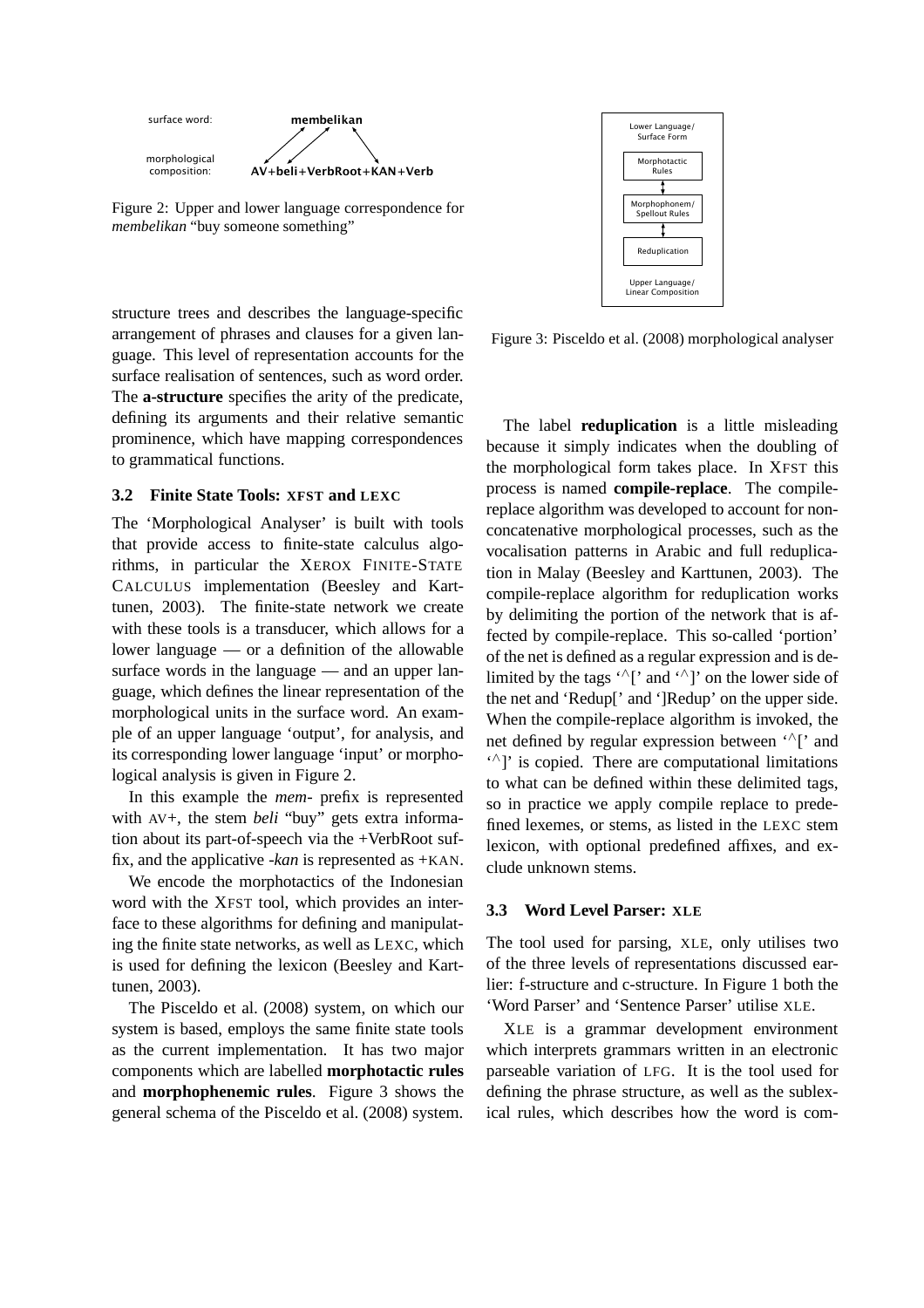surface word: **membelikan**

morphological composition: **AV+beli+VerbRoot+KAN+Verb**

Figure 2: Upper and lower language correspondence for *membelikan* "buy someone something"

Lower Language/ Surface Form

Morphotactic Rules

Morphophonem/ Spellout Rules

Reduplication

Upper Language/ Linear Composition

Figure 3: Pisceldo et al. (2008) morphological analyser

structure trees and describes the language-specific arrangement of phrases and clauses for a given language. This level of representation accounts for the surface realisation of sentences, such as word order. The **a-structure** specifies the arity of the predicate, defining its arguments and their relative semantic prominence, which have mapping correspondences to grammatical functions.

### 3.2 Finite State Tools: XFST and LEXC

The 'Morphological Analyser' is built with tools that provide access to finite-state calculus algorithms, in particular the XEROX FINITE-STATE CALCULUS implementation (Beesley and Karttunen, 2003). The finite-state network we create with these tools is a transducer, which allows for a lower language — or a definition of the allowable surface words in the language — and an upper language, which defines the linear representation of the morphological units in the surface word. An example of an upper language 'output', for analysis, and its corresponding lower language 'input' or morphological analysis is given in Figure 2.

In this example the *mem-* prefix is represented with AV+, the stem *beli* "buy" gets extra information about its part-of-speech via the +VerbRoot suffix, and the applicative *-kan* is represented as +KAN.

We encode the morphotactics of the Indonesian word with the XFST tool, which provides an interface to these algorithms for defining and manipulating the finite state networks, as well as LEXC, which is used for defining the lexicon (Beesley and Karttunen, 2003).

The Pisceldo et al. (2008) system, on which our system is based, employs the same finite state tools as the current implementation. It has two major components which are labelled **morphotactic rules** and **morphophenemic rules**. Figure 3 shows the general schema of the Pisceldo et al. (2008) system.

The label **reduplication** is a little misleading because it simply indicates when the doubling of the morphological form takes place. In XFST this process is named **compile-replace**. The compile-replace algorithm was developed to account for non-concatenative morphological processes, such as the vocalisation patterns in Arabic and full reduplication in Malay (Beesley and Karttunen, 2003). The compile-replace algorithm for reduplication works by delimiting the portion of the network that is affected by compile-replace. This so-called 'portion' of the net is defined as a regular expression and is delimited by the tags '^[' and '^]' on the lower side of the net and 'Redup[' and ']Redup' on the upper side. When the compile-replace algorithm is invoked, the net defined by regular expression between '^[' and '^]' is copied. There are computational limitations to what can be defined within these delimited tags, so in practice we apply compile replace to predefined lexemes, or stems, as listed in the LEXC stem lexicon, with optional predefined affixes, and exclude unknown stems.

### 3.3 Word Level Parser: XLE

The tool used for parsing, XLE, only utilises two of the three levels of representations discussed earlier: f-structure and c-structure. In Figure 1 both the 'Word Parser' and 'Sentence Parser' utilise XLE.

XLE is a grammar development environment which interprets grammars written in an electronic parseable variation of LFG. It is the tool used for defining the phrase structure, as well as the sublexical rules, which describes how the word is com-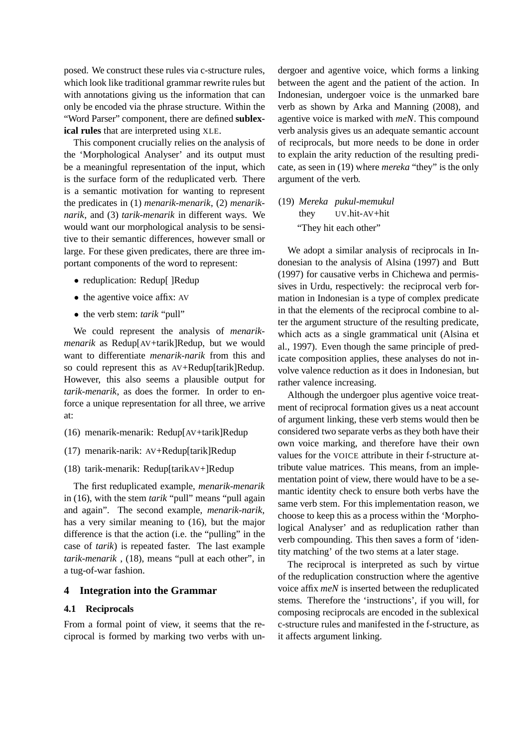posed. We construct these rules via c-structure rules, which look like traditional grammar rewrite rules but with annotations giving us the information that can only be encoded via the phrase structure. Within the "Word Parser" component, there are defined **sublexical rules** that are interpreted using XLE.

This component crucially relies on the analysis of the 'Morphological Analyser' and its output must be a meaningful representation of the input, which is the surface form of the reduplicated verb. There is a semantic motivation for wanting to represent the predicates in (1) *menarik-menarik*, (2) *menarik-narik*, and (3) *tarik-menarik* in different ways. We would want our morphological analysis to be sensitive to their semantic differences, however small or large. For these given predicates, there are three important components of the word to represent:

- reduplication: Redup[ ]Redup
- the agentive voice affix: AV
- the verb stem: *tarik* "pull"

We could represent the analysis of *menarik-menarik* as Redup[AV+tarik]Redup, but we would want to differentiate *menarik-narik* from this and so could represent this as AV+Redup[tarik]Redup. However, this also seems a plausible output for *tarik-menarik*, as does the former. In order to enforce a unique representation for all three, we arrive at:

(16) menarik-menarik: Redup[AV+tarik]Redup

(17) menarik-narik: AV+Redup[tarik]Redup

(18) tarik-menarik: Redup[tarikAV+]Redup

The first reduplicated example, *menarik-menarik* in (16), with the stem *tarik* "pull" means "pull again and again". The second example, *menarik-narik*, has a very similar meaning to (16), but the major difference is that the action (i.e. the "pulling" in the case of *tarik*) is repeated faster. The last example *tarik-menarik* , (18), means "pull at each other", in a tug-of-war fashion.

## 4 Integration into the Grammar

### 4.1 Reciprocals

From a formal point of view, it seems that the reciprocal is formed by marking two verbs with undergoer and agentive voice, which forms a linking between the agent and the patient of the action. In Indonesian, undergoer voice is the unmarked bare verb as shown by Arka and Manning (2008), and agentive voice is marked with *meN*. This compound verb analysis gives us an adequate semantic account of reciprocals, but more needs to be done in order to explain the arity reduction of the resulting predicate, as seen in (19) where *mereka* "they" is the only argument of the verb.

(19) *Mereka* *pukul-memukul*
they UV.hit-AV+hit
"They hit each other"

We adopt a similar analysis of reciprocals in Indonesian to the analysis of Alsina (1997) and Butt (1997) for causative verbs in Chichewa and permissives in Urdu, respectively: the reciprocal verb formation in Indonesian is a type of complex predicate in that the elements of the reciprocal combine to alter the argument structure of the resulting predicate, which acts as a single grammatical unit (Alsina et al., 1997). Even though the same principle of predicate composition applies, these analyses do not involve valence reduction as it does in Indonesian, but rather valence increasing.

Although the undergoer plus agentive voice treatment of reciprocal formation gives us a neat account of argument linking, these verb stems would then be considered two separate verbs as they both have their own voice marking, and therefore have their own values for the VOICE attribute in their f-structure attribute value matrices. This means, from an implementation point of view, there would have to be a semantic identity check to ensure both verbs have the same verb stem. For this implementation reason, we choose to keep this as a process within the 'Morphological Analyser' and as reduplication rather than verb compounding. This then saves a form of 'identity matching' of the two stems at a later stage.

The reciprocal is interpreted as such by virtue of the reduplication construction where the agentive voice affix *meN* is inserted between the reduplicated stems. Therefore the 'instructions', if you will, for composing reciprocals are encoded in the sublexical c-structure rules and manifested in the f-structure, as it affects argument linking.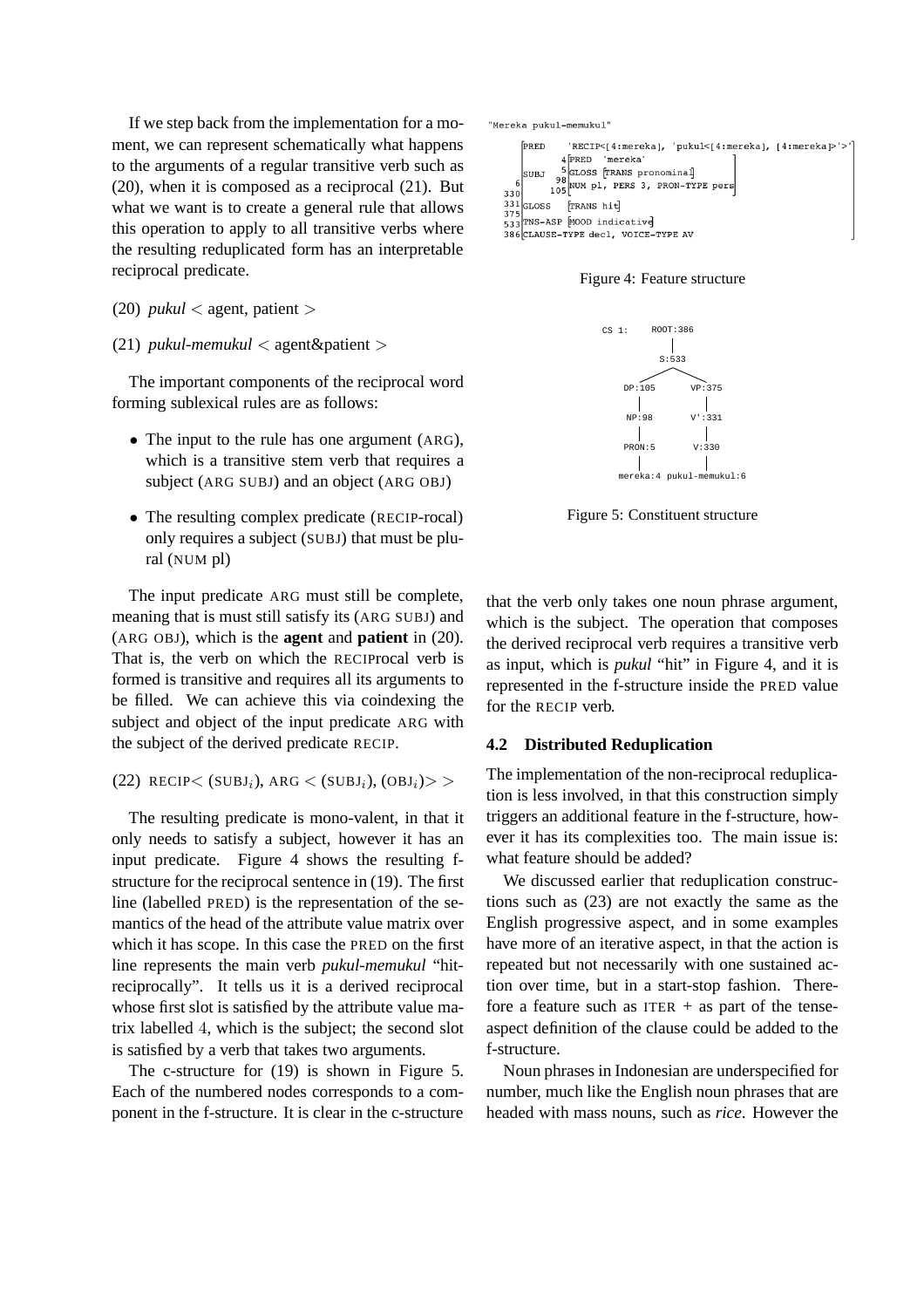If we step back from the implementation for a moment, we can represent schematically what happens to the arguments of a regular transitive verb such as (20), when it is composed as a reciprocal (21). But what we want is to create a general rule that allows this operation to apply to all transitive verbs where the resulting reduplicated form has an interpretable reciprocal predicate.

(20) *pukul* < agent, patient >

(21) *pukul-memukul* < agent&patient >

The important components of the reciprocal word forming sublexical rules are as follows:

- The input to the rule has one argument (ARG), which is a transitive stem verb that requires a subject (ARG SUBJ) and an object (ARG OBJ)
- The resulting complex predicate (RECIP-rocal) only requires a subject (SUBJ) that must be plural (NUM pl)

The input predicate ARG must still be complete, meaning that is must still satisfy its (ARG SUBJ) and (ARG OBJ), which is the **agent** and **patient** in (20). That is, the verb on which the RECIProcal verb is formed is transitive and requires all its arguments to be filled. We can achieve this via coindexing the subject and object of the input predicate ARG with the subject of the derived predicate RECIP.

(22) RECIP< (SUBJ$_i$), ARG < (SUBJ$_i$), (OBJ$_i$)> >

The resulting predicate is mono-valent, in that it only needs to satisfy a subject, however it has an input predicate. Figure 4 shows the resulting f-structure for the reciprocal sentence in (19). The first line (labelled PRED) is the representation of the semantics of the head of the attribute value matrix over which it has scope. In this case the PRED on the first line represents the main verb *pukul-memukul* "hit-reciprocally". It tells us it is a derived reciprocal whose first slot is satisfied by the attribute value matrix labelled 4, which is the subject; the second slot is satisfied by a verb that takes two arguments.

The c-structure for (19) is shown in Figure 5. Each of the numbered nodes corresponds to a component in the f-structure. It is clear in the c-structure that the verb only takes one noun phrase argument, which is the subject. The operation that composes the derived reciprocal verb requires a transitive verb as input, which is *pukul* "hit" in Figure 4, and it is represented in the f-structure inside the PRED value for the RECIP verb.

```
"Mereka pukul-memukul"

     PRED     'RECIP<[4:mereka], 'pukul<[4:mereka], [4:mereka]>'>'
            4 PRED  'mereka'
     SUBJ   5 GLOSS [TRANS pronominal]
           98
    6     105 NUM pl, PERS 3, PRON-TYPE pers
330
331  GLOSS    [TRANS hit]
375
533  TNS-ASP  [MOOD indicative]
386  CLAUSE-TYPE decl, VOICE-TYPE AV
```

Figure 4: Feature structure

```
CS 1:       ROOT:386
               |
             S:533
            /     \
       DP:105     VP:375
          |          |
       NP:98      V':331
          |          |
      PRON:5      V:330
          |          |
     mereka:4  pukul-memukul:6
```

Figure 5: Constituent structure

### 4.2 Distributed Reduplication

The implementation of the non-reciprocal reduplication is less involved, in that this construction simply triggers an additional feature in the f-structure, however it has its complexities too. The main issue is: what feature should be added?

We discussed earlier that reduplication constructions such as (23) are not exactly the same as the English progressive aspect, and in some examples have more of an iterative aspect, in that the action is repeated but not necessarily with one sustained action over time, but in a start-stop fashion. Therefore a feature such as ITER + as part of the tense-aspect definition of the clause could be added to the f-structure.

Noun phrases in Indonesian are underspecified for number, much like the English noun phrases that are headed with mass nouns, such as *rice*. However the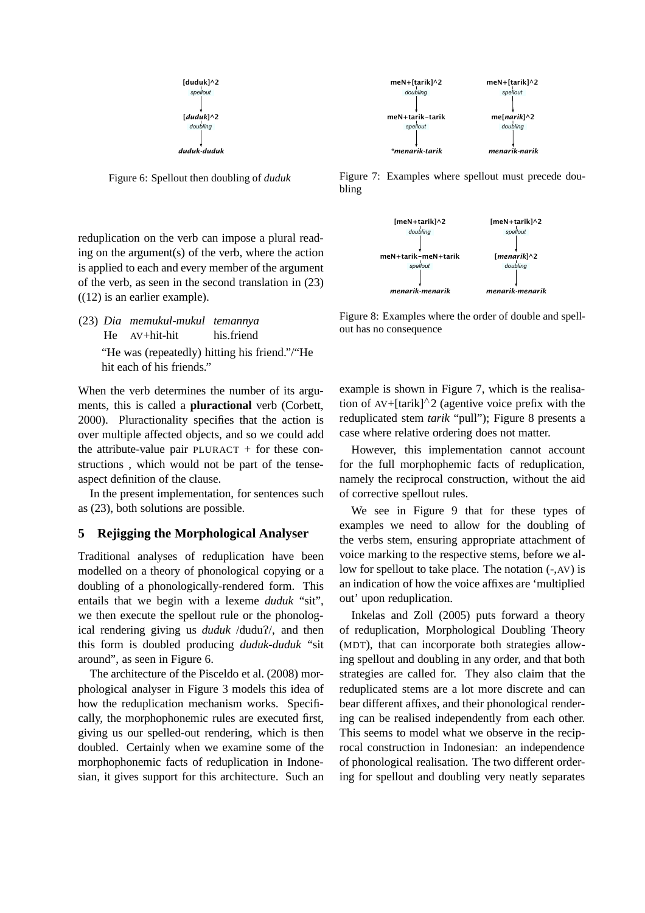[duduk]^2
spellout
[*duduk*]^2
doubling
*duduk-duduk*

Figure 6: Spellout then doubling of *duduk*

meN+[tarik]^2
doubling
meN+tarik–tarik
spellout
*\*menarik-tarik*

meN+[tarik]^2
spellout
me[*narik*]^2
doubling
*menarik-narik*

Figure 7: Examples where spellout must precede doubling

[meN+tarik]^2
doubling
meN+tarik–meN+tarik
spellout
*menarik-menarik*

[meN+tarik]^2
spellout
[*menarik*]^2
doubling
*menarik-menarik*

Figure 8: Examples where the order of double and spellout has no consequence

reduplication on the verb can impose a plural reading on the argument(s) of the verb, where the action is applied to each and every member of the argument of the verb, as seen in the second translation in (23) ((12) is an earlier example).

(23) *Dia memukul-mukul temannya*
He AV+hit-hit his.friend
"He was (repeatedly) hitting his friend."/"He hit each of his friends."

When the verb determines the number of its arguments, this is called a **pluractional** verb (Corbett, 2000). Pluractionality specifies that the action is over multiple affected objects, and so we could add the attribute-value pair PLURACT + for these constructions , which would not be part of the tense-aspect definition of the clause.

In the present implementation, for sentences such as (23), both solutions are possible.

## 5 Rejigging the Morphological Analyser

Traditional analyses of reduplication have been modelled on a theory of phonological copying or a doubling of a phonologically-rendered form. This entails that we begin with a lexeme *duduk* "sit", we then execute the spellout rule or the phonological rendering giving us *duduk* /duduʔ/, and then this form is doubled producing *duduk-duduk* "sit around", as seen in Figure 6.

The architecture of the Pisceldo et al. (2008) morphological analyser in Figure 3 models this idea of how the reduplication mechanism works. Specifically, the morphophonemic rules are executed first, giving us our spelled-out rendering, which is then doubled. Certainly when we examine some of the morphophonemic facts of reduplication in Indonesian, it gives support for this architecture. Such an example is shown in Figure 7, which is the realisation of AV+[tarik]^2 (agentive voice prefix with the reduplicated stem *tarik* "pull"); Figure 8 presents a case where relative ordering does not matter.

However, this implementation cannot account for the full morphophemic facts of reduplication, namely the reciprocal construction, without the aid of corrective spellout rules.

We see in Figure 9 that for these types of examples we need to allow for the doubling of the verbs stem, ensuring appropriate attachment of voice marking to the respective stems, before we allow for spellout to take place. The notation (-,AV) is an indication of how the voice affixes are 'multiplied out' upon reduplication.

Inkelas and Zoll (2005) puts forward a theory of reduplication, Morphological Doubling Theory (MDT), that can incorporate both strategies allowing spellout and doubling in any order, and that both strategies are called for. They also claim that the reduplicated stems are a lot more discrete and can bear different affixes, and their phonological rendering can be realised independently from each other. This seems to model what we observe in the reciprocal construction in Indonesian: an independence of phonological realisation. The two different ordering for spellout and doubling very neatly separates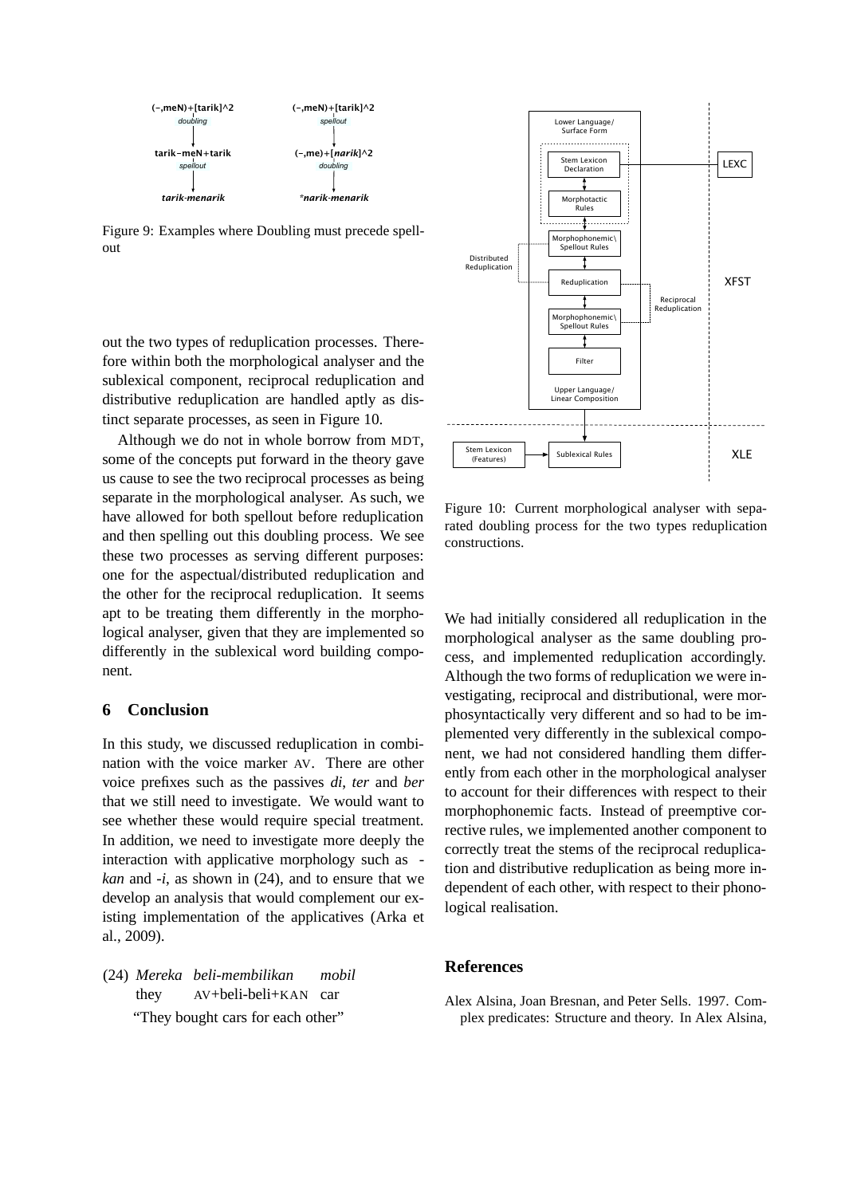(–,meN)+[tarik]^2
doubling
tarik–meN+tarik
spellout
*tarik-menarik*

(–,meN)+[tarik]^2
spellout
(–,me)+[*narik*]^2
doubling
**narik-menarik*

Figure 9: Examples where Doubling must precede spellout

out the two types of reduplication processes. Therefore within both the morphological analyser and the sublexical component, reciprocal reduplication and distributive reduplication are handled aptly as distinct separate processes, as seen in Figure 10.

Although we do not in whole borrow from MDT, some of the concepts put forward in the theory gave us cause to see the two reciprocal processes as being separate in the morphological analyser. As such, we have allowed for both spellout before reduplication and then spelling out this doubling process. We see these two processes as serving different purposes: one for the aspectual/distributed reduplication and the other for the reciprocal reduplication. It seems apt to be treating them differently in the morphological analyser, given that they are implemented so differently in the sublexical word building component.

## 6 Conclusion

In this study, we discussed reduplication in combination with the voice marker AV. There are other voice prefixes such as the passives *di*, *ter* and *ber* that we still need to investigate. We would want to see whether these would require special treatment. In addition, we need to investigate more deeply the interaction with applicative morphology such as *-kan* and *-i*, as shown in (24), and to ensure that we develop an analysis that would complement our existing implementation of the applicatives (Arka et al., 2009).

(24) *Mereka* *beli-membilikan* *mobil*
they AV+beli-beli+KAN car
"They bought cars for each other"

Lower Language/ Surface Form
Stem Lexicon Declaration
Morphotactic Rules
Morphophonemic\ Spellout Rules
Reduplication
Morphophonemic\ Spellout Rules
Filter
Upper Language/ Linear Composition
Distributed Reduplication
Reciprocal Reduplication
LEXC
XFST
Stem Lexicon (Features)
Sublexical Rules
XLE

Figure 10: Current morphological analyser with separated doubling process for the two types reduplication constructions.

We had initially considered all reduplication in the morphological analyser as the same doubling process, and implemented reduplication accordingly. Although the two forms of reduplication we were investigating, reciprocal and distributional, were morphosyntactically very different and so had to be implemented very differently in the sublexical component, we had not considered handling them differently from each other in the morphological analyser to account for their differences with respect to their morphophonemic facts. Instead of preemptive corrective rules, we implemented another component to correctly treat the stems of the reciprocal reduplication and distributive reduplication as being more independent of each other, with respect to their phonological realisation.

## References

Alex Alsina, Joan Bresnan, and Peter Sells. 1997. Complex predicates: Structure and theory. In Alex Alsina,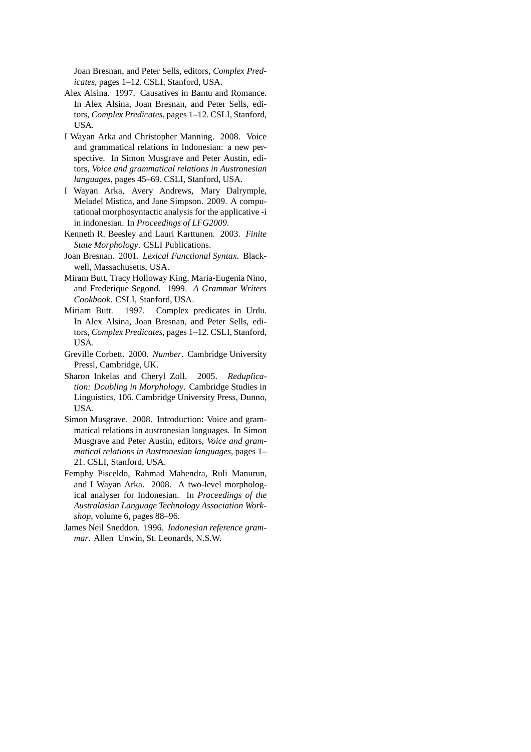Joan Bresnan, and Peter Sells, editors, *Complex Predicates*, pages 1–12. CSLI, Stanford, USA.

Alex Alsina. 1997. Causatives in Bantu and Romance. In Alex Alsina, Joan Bresnan, and Peter Sells, editors, *Complex Predicates*, pages 1–12. CSLI, Stanford, USA.

I Wayan Arka and Christopher Manning. 2008. Voice and grammatical relations in Indonesian: a new perspective. In Simon Musgrave and Peter Austin, editors, *Voice and grammatical relations in Austronesian languages*, pages 45–69. CSLI, Stanford, USA.

I Wayan Arka, Avery Andrews, Mary Dalrymple, Meladel Mistica, and Jane Simpson. 2009. A computational morphosyntactic analysis for the applicative -i in indonesian. In *Proceedings of LFG2009*.

Kenneth R. Beesley and Lauri Karttunen. 2003. *Finite State Morphology*. CSLI Publications.

Joan Bresnan. 2001. *Lexical Functional Syntax*. Blackwell, Massachusetts, USA.

Miram Butt, Tracy Holloway King, Maria-Eugenia Nino, and Frederique Segond. 1999. *A Grammar Writers Cookbook*. CSLI, Stanford, USA.

Miriam Butt. 1997. Complex predicates in Urdu. In Alex Alsina, Joan Bresnan, and Peter Sells, editors, *Complex Predicates*, pages 1–12. CSLI, Stanford, USA.

Greville Corbett. 2000. *Number*. Cambridge University Pressl, Cambridge, UK.

Sharon Inkelas and Cheryl Zoll. 2005. *Reduplication: Doubling in Morphology*. Cambridge Studies in Linguistics, 106. Cambridge University Press, Dunno, USA.

Simon Musgrave. 2008. Introduction: Voice and grammatical relations in austronesian languages. In Simon Musgrave and Peter Austin, editors, *Voice and grammatical relations in Austronesian languages*, pages 1–21. CSLI, Stanford, USA.

Femphy Pisceldo, Rahmad Mahendra, Ruli Manurun, and I Wayan Arka. 2008. A two-level morphological analyser for Indonesian. In *Proceedings of the Australasian Language Technology Association Workshop*, volume 6, pages 88–96.

James Neil Sneddon. 1996. *Indonesian reference grammar*. Allen Unwin, St. Leonards, N.S.W.